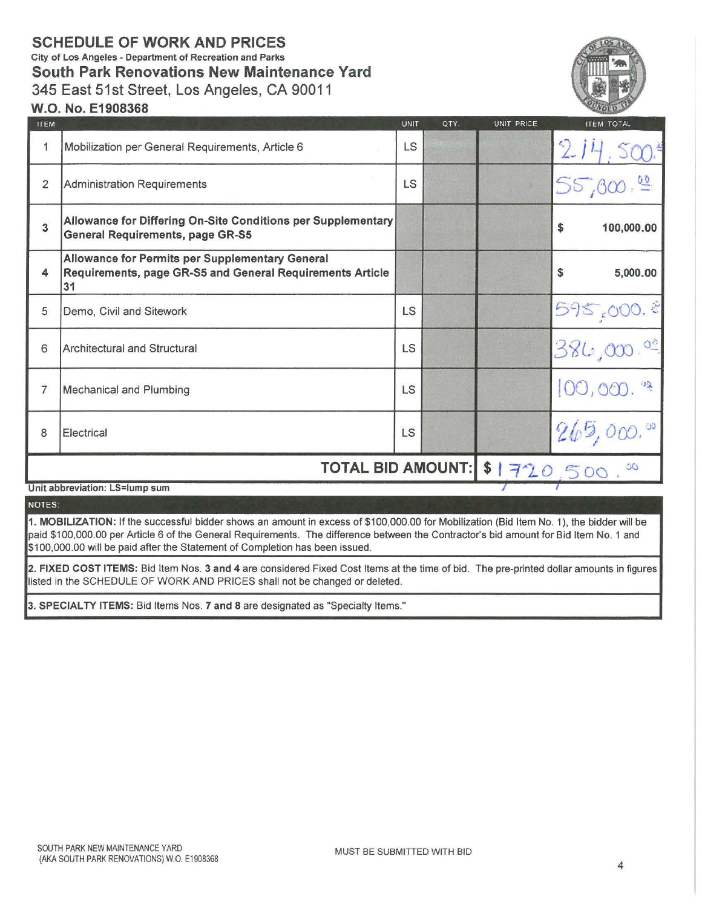# SCHEDULE OF WORK AND PRICES

City of Los Angeles - Department of Recreation and Parks

## South Park Renovations New Maintenance Yard

345 East 51st Street, Los Angeles, CA 90011

### W.O. No. E1908368

| ITEM | | UNIT | QTY. | UNIT PRICE | ITEM TOTAL |
|---|---|---|---|---|---|
| 1 | Mobilization per General Requirements, Article 6 | LS | | | 214,500.00 |
| 2 | Administration Requirements | LS | | | 55,000.00 |
| 3 | **Allowance for Differing On-Site Conditions per Supplementary General Requirements, page GR-S5** | | | | $ 100,000.00 |
| 4 | **Allowance for Permits per Supplementary General Requirements, page GR-S5 and General Requirements Article 31** | | | | $ 5,000.00 |
| 5 | Demo, Civil and Sitework | LS | | | 595,000.00 |
| 6 | Architectural and Structural | LS | | | 386,000.00 |
| 7 | Mechanical and Plumbing | LS | | | 100,000.00 |
| 8 | Electrical | LS | | | 265,000.00 |
| | | | | **TOTAL BID AMOUNT:** | $ 1,720,500.00 |

**Unit abbreviation: LS=lump sum**

**NOTES:**

**1. MOBILIZATION:** If the successful bidder shows an amount in excess of $100,000.00 for Mobilization (Bid Item No. 1), the bidder will be paid $100,000.00 per Article 6 of the General Requirements. The difference between the Contractor's bid amount for Bid Item No. 1 and $100,000.00 will be paid after the Statement of Completion has been issued.

**2. FIXED COST ITEMS:** Bid Item Nos. **3 and 4** are considered Fixed Cost Items at the time of bid. The pre-printed dollar amounts in figures listed in the SCHEDULE OF WORK AND PRICES shall not be changed or deleted.

**3. SPECIALTY ITEMS:** Bid Items Nos. **7 and 8** are designated as "Specialty Items."

SOUTH PARK NEW MAINTENANCE YARD (AKA SOUTH PARK RENOVATIONS) W.O. E1908368

MUST BE SUBMITTED WITH BID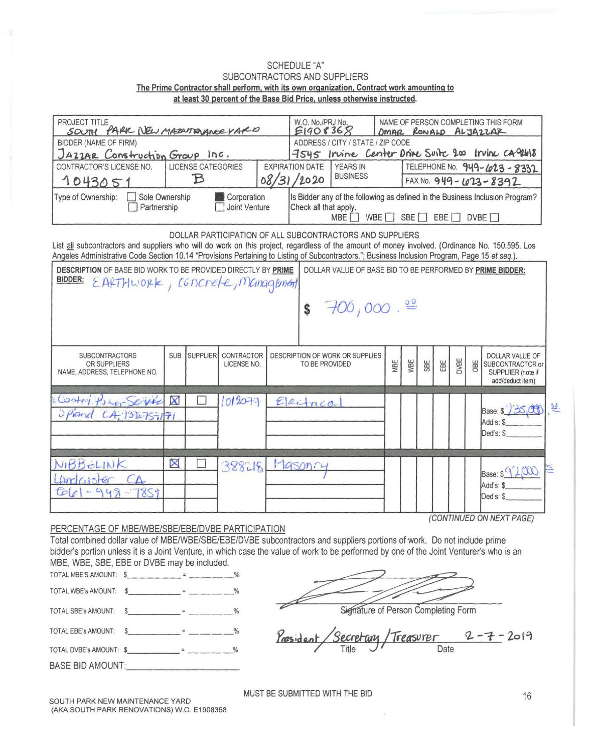SCHEDULE "A"

SUBCONTRACTORS AND SUPPLIERS

**The Prime Contractor shall perform, with its own organization, Contract work amounting to at least 30 percent of the Base Bid Price, unless otherwise instructed.**

| PROJECT TITLE | | | W.O. No./PRJ No. | NAME OF PERSON COMPLETING THIS FORM |
|---|---|---|---|---|
| SOUTH PARK NEW MAINTENANCE YARD | | | E1908368 | OMAR RONALD ALJAZZAR |
| BIDDER (NAME OF FIRM): JAZZAR Construction Group Inc. | | | ADDRESS / CITY / STATE / ZIP CODE: 7545 Irvine Center Drive Suite 200 Irvine CA 92618 | |
| CONTRACTOR'S LICENSE NO.: 1043051 | LICENSE CATEGORIES: B | EXPIRATION DATE: 08/31/2020 | YEARS IN BUSINESS: | TELEPHONE No. 949-623-8332 / FAX No. 949-623-8392 |
| Type of Ownership: ☐ Sole Ownership ☐ Partnership ■ Corporation ☐ Joint Venture | | | Is Bidder any of the following as defined in the Business Inclusion Program? Check all that apply. MBE ☐ WBE ☐ SBE ☐ EBE ☐ DVBE ☐ | |

DOLLAR PARTICIPATION OF ALL SUBCONTRACTORS AND SUPPLIERS

List all subcontractors and suppliers who will do work on this project, regardless of the amount of money involved. (Ordinance No. 150,595. Los Angeles Administrative Code Section 10.14 "Provisions Pertaining to Listing of Subcontractors."; Business Inclusion Program, Page 15 *et seq.*).

| DESCRIPTION OF BASE BID WORK TO BE PROVIDED DIRECTLY BY PRIME BIDDER: | DOLLAR VALUE OF BASE BID TO BE PERFORMED BY PRIME BIDDER: |
|---|---|
| EARTHWORK, Concrete, Management | $ 700,000.00 |

| SUBCONTRACTORS OR SUPPLIERS NAME, ADDRESS, TELEPHONE NO. | SUB | SUPPLIER | CONTRACTOR LICENSE NO. | DESCRIPTION OF WORK OR SUPPLIES TO BE PROVIDED | MBE | WBE | SBE | EBE | DVBE | OBE | DOLLAR VALUE OF SUBCONTRACTOR or SUPPLIER (note if add/deduct item) |
|---|---|---|---|---|---|---|---|---|---|---|---|
| Control Power Service, Upland CA 9092-754171 | ☒ | ☐ | 1012077 | Electrical | | | | | | | Base: $ 235,000.00 Add's: $ Ded's: $ |
| NIBBELINK, Lancaster CA, 661-948-7859 | ☒ | ☐ | 388218 | Masonry | | | | | | | Base: $ 92,000.00 Add's: $ Ded's: $ |

*(CONTINUED ON NEXT PAGE)*

PERCENTAGE OF MBE/WBE/SBE/EBE/DVBE PARTICIPATION

Total combined dollar value of MBE/WBE/SBE/EBE/DVBE subcontractors and suppliers portions of work. Do not include prime bidder's portion unless it is a Joint Venture, in which case the value of work to be performed by one of the Joint Venturer's who is an MBE, WBE, SBE, EBE or DVBE may be included.

TOTAL MBE'S AMOUNT: $\_\_\_\_\_\_\_\_ = \_\_\_\_\_%

TOTAL WBE's AMOUNT: $\_\_\_\_\_\_\_\_ = \_\_\_\_\_%

TOTAL SBE's AMOUNT: $\_\_\_\_\_\_\_\_ = \_\_\_\_\_%

TOTAL EBE's AMOUNT: $\_\_\_\_\_\_\_\_ = \_\_\_\_\_%

TOTAL DVBE's AMOUNT: $\_\_\_\_\_\_\_\_ = \_\_\_\_\_%

BASE BID AMOUNT: \_\_\_\_\_\_\_\_

[Signature]
Signature of Person Completing Form

President / Secretary / Treasurer — Title    2-7-2019 — Date

MUST BE SUBMITTED WITH THE BID

SOUTH PARK NEW MAINTENANCE YARD
(AKA SOUTH PARK RENOVATIONS) W.O. E1908368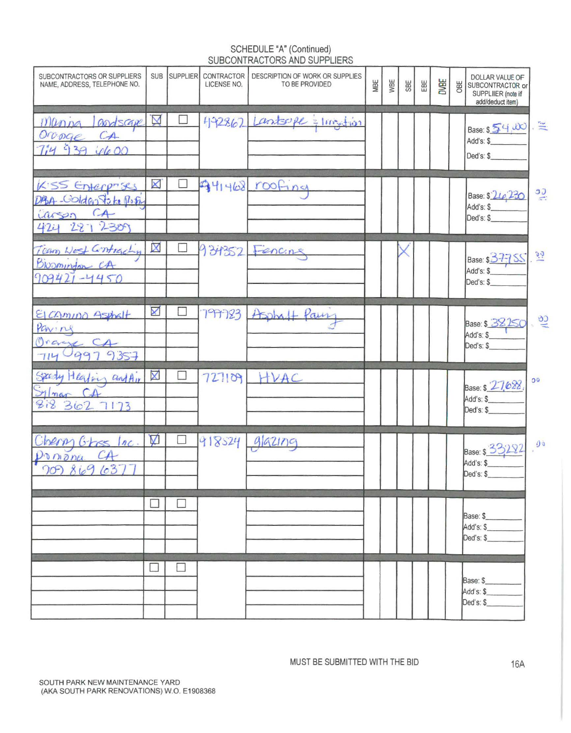## SCHEDULE "A" (Continued)
## SUBCONTRACTORS AND SUPPLIERS

| SUBCONTRACTORS OR SUPPLIERS NAME, ADDRESS, TELEPHONE NO. | SUB | SUPPLIER | CONTRACTOR LICENSE NO. | DESCRIPTION OF WORK OR SUPPLIES TO BE PROVIDED | MBE | WBE | SBE | EBE | DVBE | OBE | DOLLAR VALUE OF SUBCONTRACTOR or SUPPLIER (note if add/deduct item) |
|---|---|---|---|---|---|---|---|---|---|---|---|
| Marina Landscape<br>Orange CA<br>714 939 6600 | ☒ | ☐ | 492862 | Landscape & Irrigation | | | | | | | Base: $ 54,000.00<br>Add's: $<br>Ded's: $ |
| K.S.S Enterprises<br>DBA Golden State Roofing<br>Carson CA<br>424 227 2309 | ☒ | ☐ | 941468 | roofing | | | | | | | Base: $ 26,230.00<br>Add's: $<br>Ded's: $ |
| Team West Contracting<br>Bloomington CA<br>909 421-4450 | ☒ | ☐ | 934352 | Fencing | | | X | | | | Base: $ 37755.00<br>Add's: $<br>Ded's: $ |
| El Camino Asphalt Paving<br>Orange CA<br>714 997 9357 | ☒ | ☐ | 799783 | Asphalt Paving | | | | | | | Base: $ 38250.00<br>Add's: $<br>Ded's: $ |
| Speedy Heating and Air<br>Sylmar CA<br>818 362 7173 | ☒ | ☐ | 727109 | HVAC | | | | | | | Base: $ 27,688.00<br>Add's: $<br>Ded's: $ |
| Cherry Glass Inc.<br>Pomona CA<br>909 869 6377 | ☒ | ☐ | 918524 | glazing | | | | | | | Base: $ 33282.00<br>Add's: $<br>Ded's: $ |
| | ☐ | ☐ | | | | | | | | | Base: $<br>Add's: $<br>Ded's: $ |
| | ☐ | ☐ | | | | | | | | | Base: $<br>Add's: $<br>Ded's: $ |

MUST BE SUBMITTED WITH THE BID

16A

SOUTH PARK NEW MAINTENANCE YARD
(AKA SOUTH PARK RENOVATIONS) W.O. E1908368